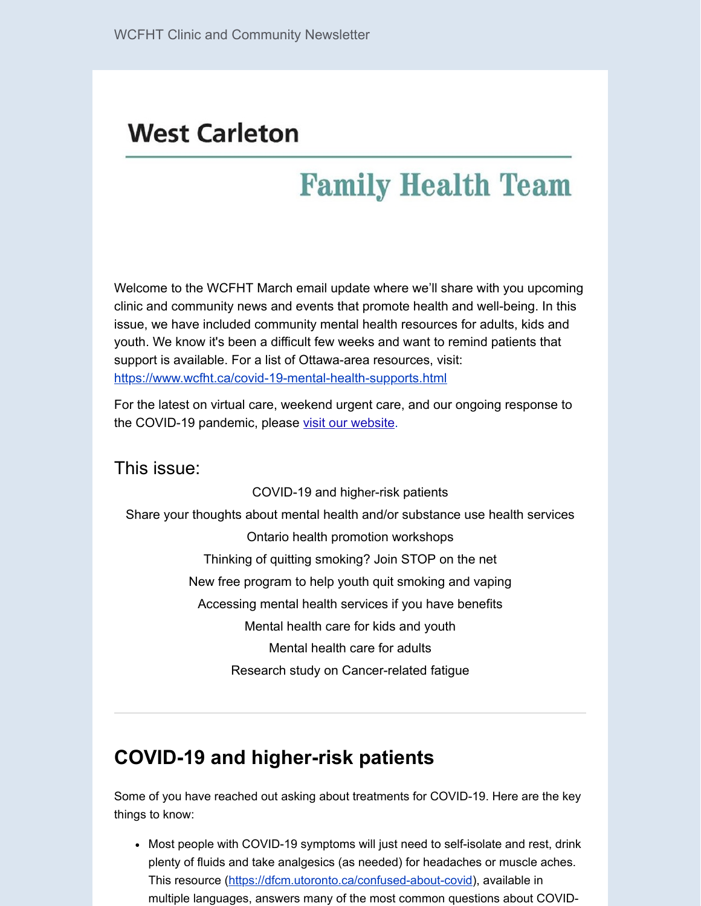WCFHT Clinic and Community Newsletter

# West Carleton Family Health Team

Welcome to the WCFHT March email update where we'll share with you upcoming clinic and community news and events that promote health and well-being. In this issue, we have included community mental health resources for adults, kids and youth. We know it's been a difficult few weeks and want to remind patients that support is available. For a list of Ottawa-area resources, visit: https://www.wcfht.ca/covid-19-mental-health-supports.html

For the latest on virtual care, weekend urgent care, and our ongoing response to the COVID-19 pandemic, please visit our website.

## This issue:

COVID-19 and higher-risk patients

Share your thoughts about mental health and/or substance use health services

Ontario health promotion workshops

Thinking of quitting smoking? Join STOP on the net

New free program to help youth quit smoking and vaping

Accessing mental health services if you have benefits

Mental health care for kids and youth

Mental health care for adults

Research study on Cancer-related fatigue

---

## COVID-19 and higher-risk patients

Some of you have reached out asking about treatments for COVID-19. Here are the key things to know:

- Most people with COVID-19 symptoms will just need to self-isolate and rest, drink plenty of fluids and take analgesics (as needed) for headaches or muscle aches. This resource (https://dfcm.utoronto.ca/confused-about-covid), available in multiple languages, answers many of the most common questions about COVID-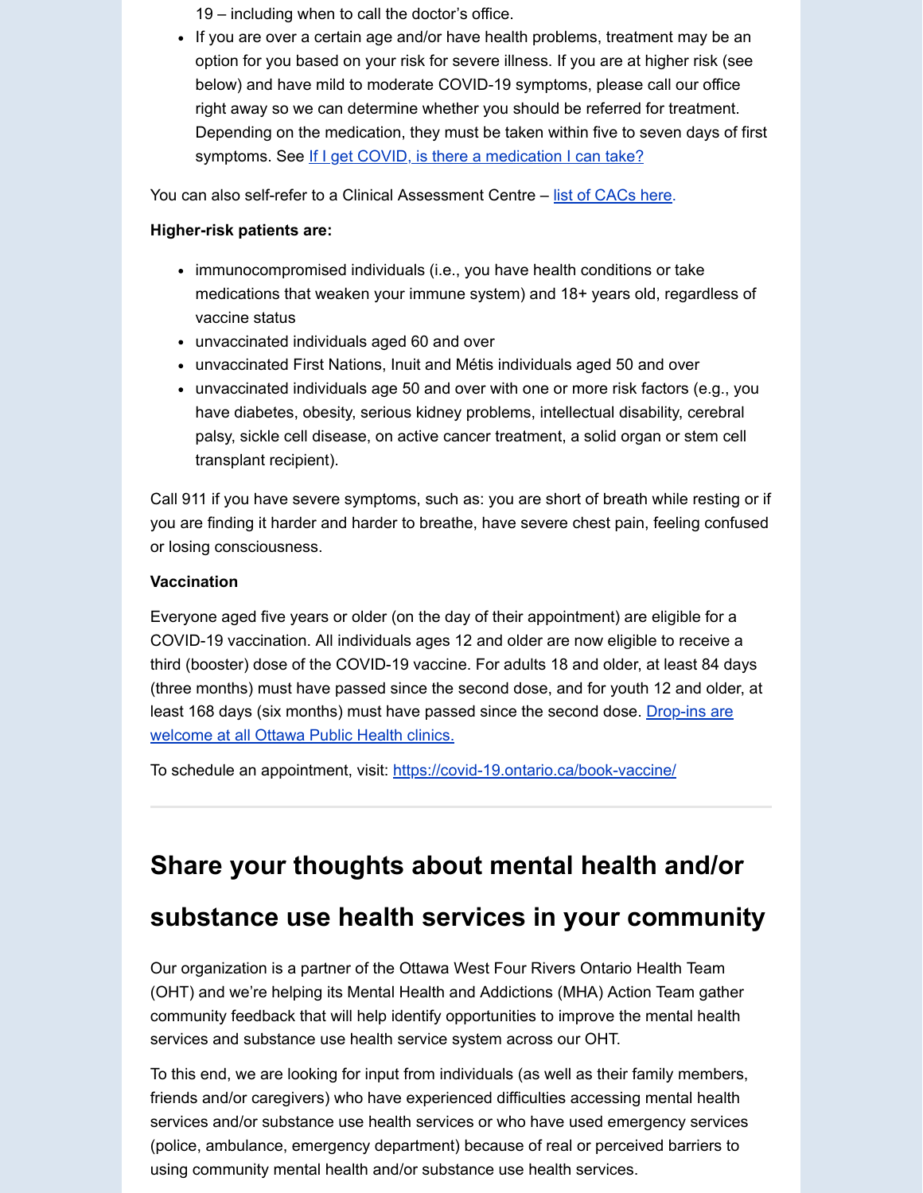19 – including when to call the doctor's office.
- If you are over a certain age and/or have health problems, treatment may be an option for you based on your risk for severe illness. If you are at higher risk (see below) and have mild to moderate COVID-19 symptoms, please call our office right away so we can determine whether you should be referred for treatment. Depending on the medication, they must be taken within five to seven days of first symptoms. See [If I get COVID, is there a medication I can take?]

You can also self-refer to a Clinical Assessment Centre – [list of CACs here].

**Higher-risk patients are:**

- immunocompromised individuals (i.e., you have health conditions or take medications that weaken your immune system) and 18+ years old, regardless of vaccine status
- unvaccinated individuals aged 60 and over
- unvaccinated First Nations, Inuit and Métis individuals aged 50 and over
- unvaccinated individuals age 50 and over with one or more risk factors (e.g., you have diabetes, obesity, serious kidney problems, intellectual disability, cerebral palsy, sickle cell disease, on active cancer treatment, a solid organ or stem cell transplant recipient).

Call 911 if you have severe symptoms, such as: you are short of breath while resting or if you are finding it harder and harder to breathe, have severe chest pain, feeling confused or losing consciousness.

**Vaccination**

Everyone aged five years or older (on the day of their appointment) are eligible for a COVID-19 vaccination. All individuals ages 12 and older are now eligible to receive a third (booster) dose of the COVID-19 vaccine. For adults 18 and older, at least 84 days (three months) must have passed since the second dose, and for youth 12 and older, at least 168 days (six months) must have passed since the second dose. [Drop-ins are welcome at all Ottawa Public Health clinics.]

To schedule an appointment, visit: https://covid-19.ontario.ca/book-vaccine/

---

## Share your thoughts about mental health and/or substance use health services in your community

Our organization is a partner of the Ottawa West Four Rivers Ontario Health Team (OHT) and we're helping its Mental Health and Addictions (MHA) Action Team gather community feedback that will help identify opportunities to improve the mental health services and substance use health service system across our OHT.

To this end, we are looking for input from individuals (as well as their family members, friends and/or caregivers) who have experienced difficulties accessing mental health services and/or substance use health services or who have used emergency services (police, ambulance, emergency department) because of real or perceived barriers to using community mental health and/or substance use health services.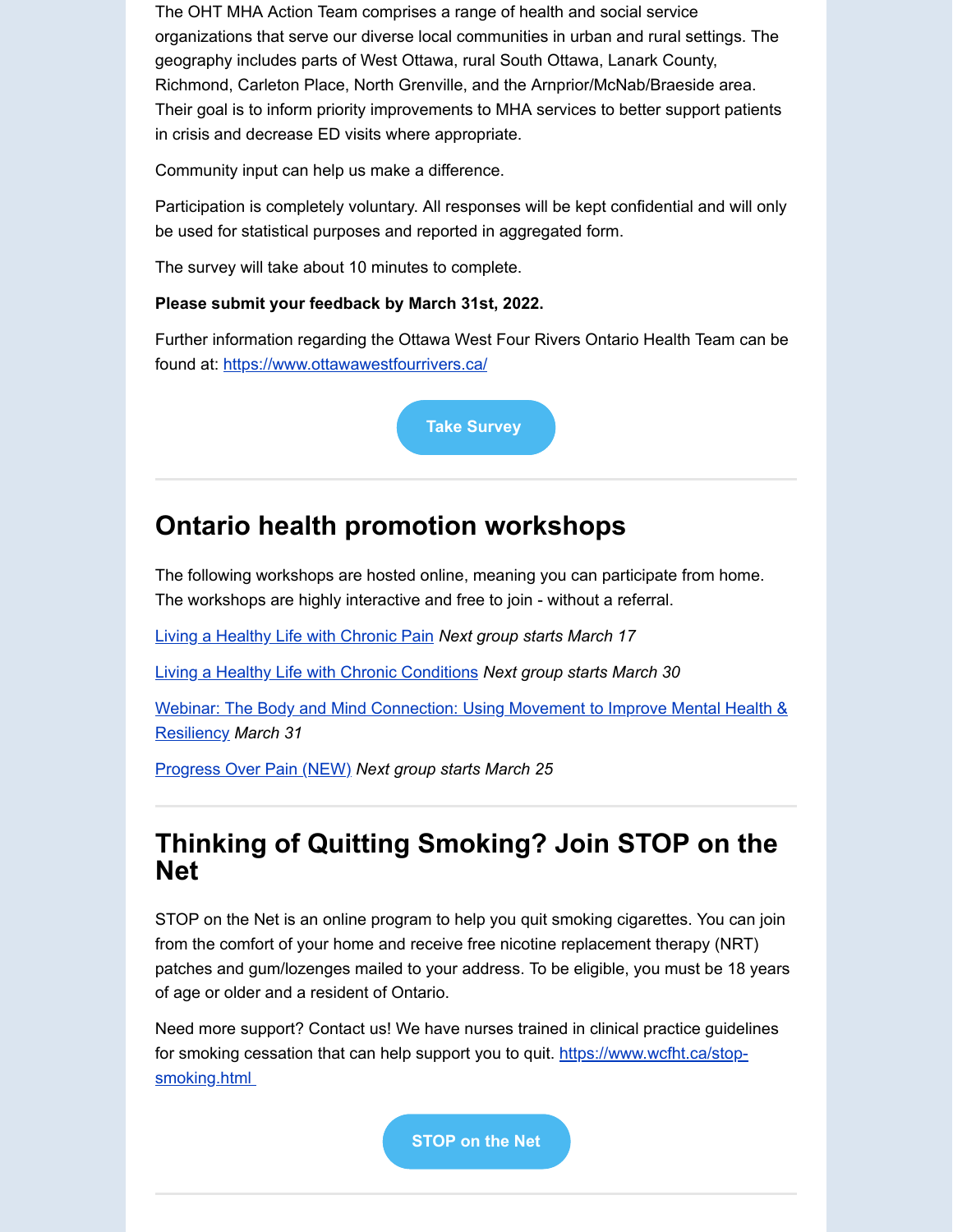The OHT MHA Action Team comprises a range of health and social service organizations that serve our diverse local communities in urban and rural settings. The geography includes parts of West Ottawa, rural South Ottawa, Lanark County, Richmond, Carleton Place, North Grenville, and the Arnprior/McNab/Braeside area. Their goal is to inform priority improvements to MHA services to better support patients in crisis and decrease ED visits where appropriate.

Community input can help us make a difference.

Participation is completely voluntary. All responses will be kept confidential and will only be used for statistical purposes and reported in aggregated form.

The survey will take about 10 minutes to complete.

**Please submit your feedback by March 31st, 2022.**

Further information regarding the Ottawa West Four Rivers Ontario Health Team can be found at: https://www.ottawawestfourrivers.ca/

Take Survey

---

## Ontario health promotion workshops

The following workshops are hosted online, meaning you can participate from home. The workshops are highly interactive and free to join - without a referral.

Living a Healthy Life with Chronic Pain *Next group starts March 17*

Living a Healthy Life with Chronic Conditions *Next group starts March 30*

Webinar: The Body and Mind Connection: Using Movement to Improve Mental Health & Resiliency *March 31*

Progress Over Pain (NEW) *Next group starts March 25*

---

## Thinking of Quitting Smoking? Join STOP on the Net

STOP on the Net is an online program to help you quit smoking cigarettes. You can join from the comfort of your home and receive free nicotine replacement therapy (NRT) patches and gum/lozenges mailed to your address. To be eligible, you must be 18 years of age or older and a resident of Ontario.

Need more support? Contact us! We have nurses trained in clinical practice guidelines for smoking cessation that can help support you to quit. https://www.wcfht.ca/stop-smoking.html

STOP on the Net

---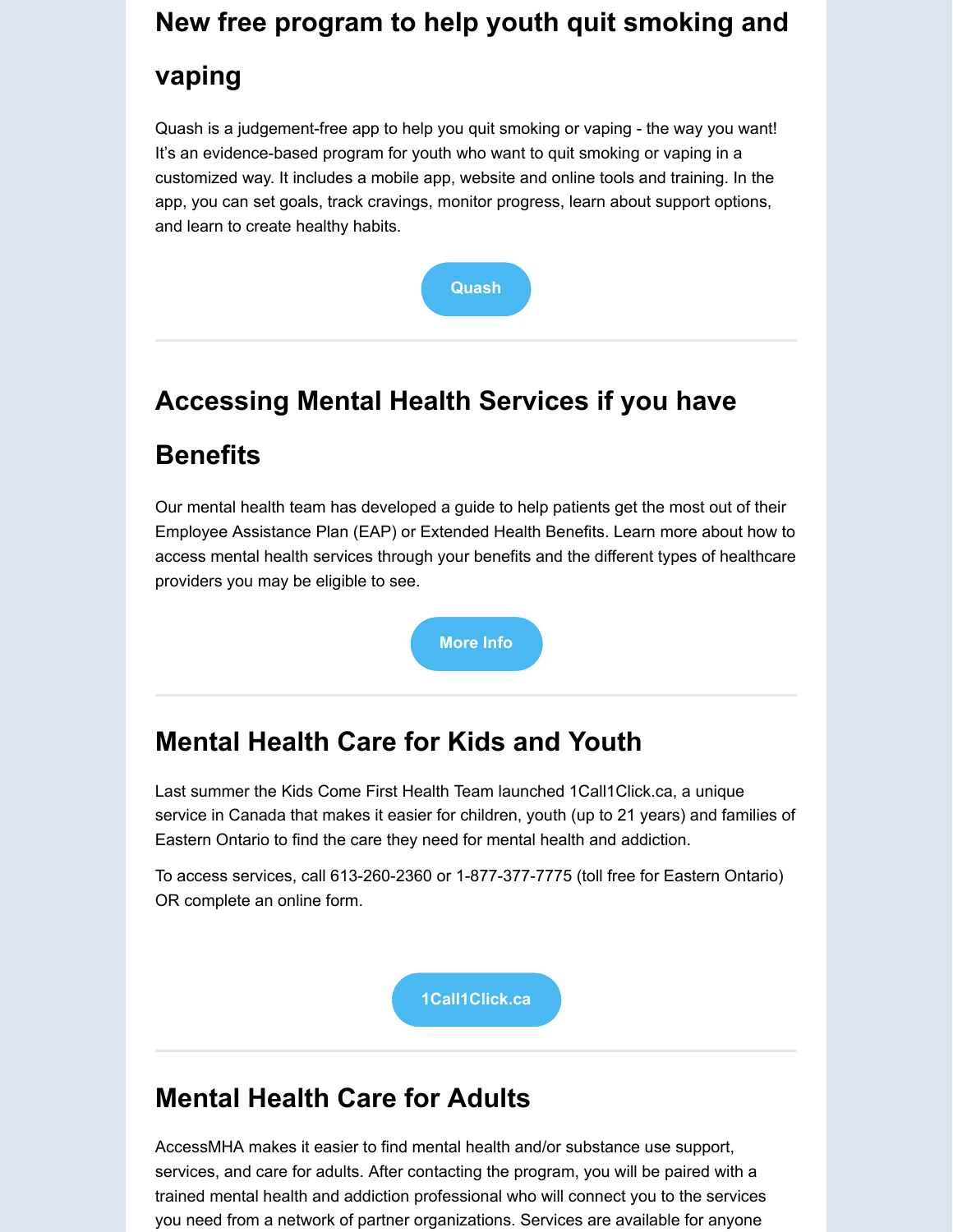## New free program to help youth quit smoking and vaping

Quash is a judgement-free app to help you quit smoking or vaping - the way you want! It's an evidence-based program for youth who want to quit smoking or vaping in a customized way. It includes a mobile app, website and online tools and training. In the app, you can set goals, track cravings, monitor progress, learn about support options, and learn to create healthy habits.

**Quash**

---

## Accessing Mental Health Services if you have Benefits

Our mental health team has developed a guide to help patients get the most out of their Employee Assistance Plan (EAP) or Extended Health Benefits. Learn more about how to access mental health services through your benefits and the different types of healthcare providers you may be eligible to see.

**More Info**

---

## Mental Health Care for Kids and Youth

Last summer the Kids Come First Health Team launched 1Call1Click.ca, a unique service in Canada that makes it easier for children, youth (up to 21 years) and families of Eastern Ontario to find the care they need for mental health and addiction.

To access services, call 613-260-2360 or 1-877-377-7775 (toll free for Eastern Ontario) OR complete an online form.

**1Call1Click.ca**

---

## Mental Health Care for Adults

AccessMHA makes it easier to find mental health and/or substance use support, services, and care for adults. After contacting the program, you will be paired with a trained mental health and addiction professional who will connect you to the services you need from a network of partner organizations. Services are available for anyone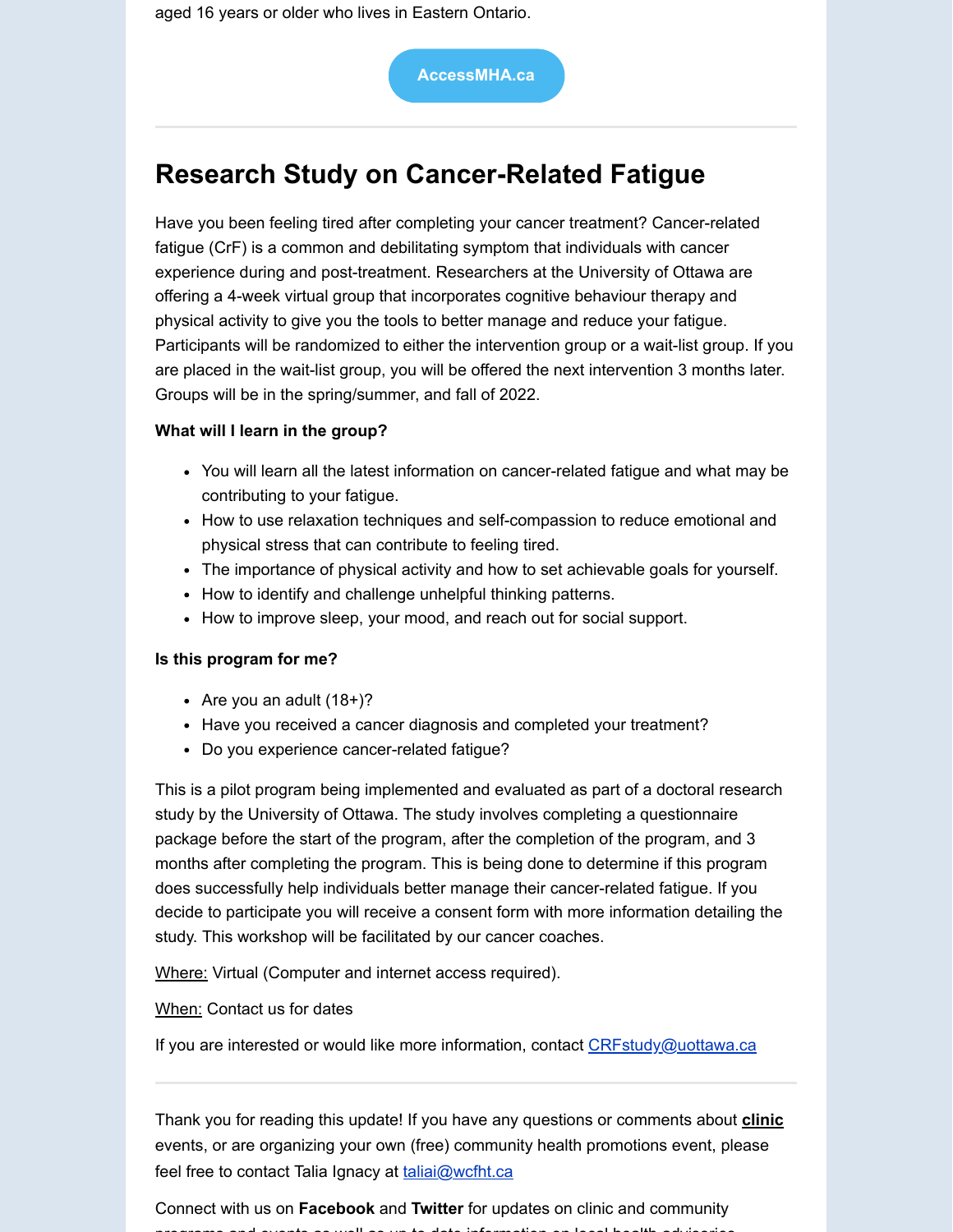aged 16 years or older who lives in Eastern Ontario.

AccessMHA.ca

---

## Research Study on Cancer-Related Fatigue

Have you been feeling tired after completing your cancer treatment? Cancer-related fatigue (CrF) is a common and debilitating symptom that individuals with cancer experience during and post-treatment. Researchers at the University of Ottawa are offering a 4-week virtual group that incorporates cognitive behaviour therapy and physical activity to give you the tools to better manage and reduce your fatigue. Participants will be randomized to either the intervention group or a wait-list group. If you are placed in the wait-list group, you will be offered the next intervention 3 months later. Groups will be in the spring/summer, and fall of 2022.

**What will I learn in the group?**

- You will learn all the latest information on cancer-related fatigue and what may be contributing to your fatigue.
- How to use relaxation techniques and self-compassion to reduce emotional and physical stress that can contribute to feeling tired.
- The importance of physical activity and how to set achievable goals for yourself.
- How to identify and challenge unhelpful thinking patterns.
- How to improve sleep, your mood, and reach out for social support.

**Is this program for me?**

- Are you an adult (18+)?
- Have you received a cancer diagnosis and completed your treatment?
- Do you experience cancer-related fatigue?

This is a pilot program being implemented and evaluated as part of a doctoral research study by the University of Ottawa. The study involves completing a questionnaire package before the start of the program, after the completion of the program, and 3 months after completing the program. This is being done to determine if this program does successfully help individuals better manage their cancer-related fatigue. If you decide to participate you will receive a consent form with more information detailing the study. This workshop will be facilitated by our cancer coaches.

Where: Virtual (Computer and internet access required).

When: Contact us for dates

If you are interested or would like more information, contact CRFstudy@uottawa.ca

---

Thank you for reading this update! If you have any questions or comments about **clinic** events, or are organizing your own (free) community health promotions event, please feel free to contact Talia Ignacy at taliai@wcfht.ca

Connect with us on **Facebook** and **Twitter** for updates on clinic and community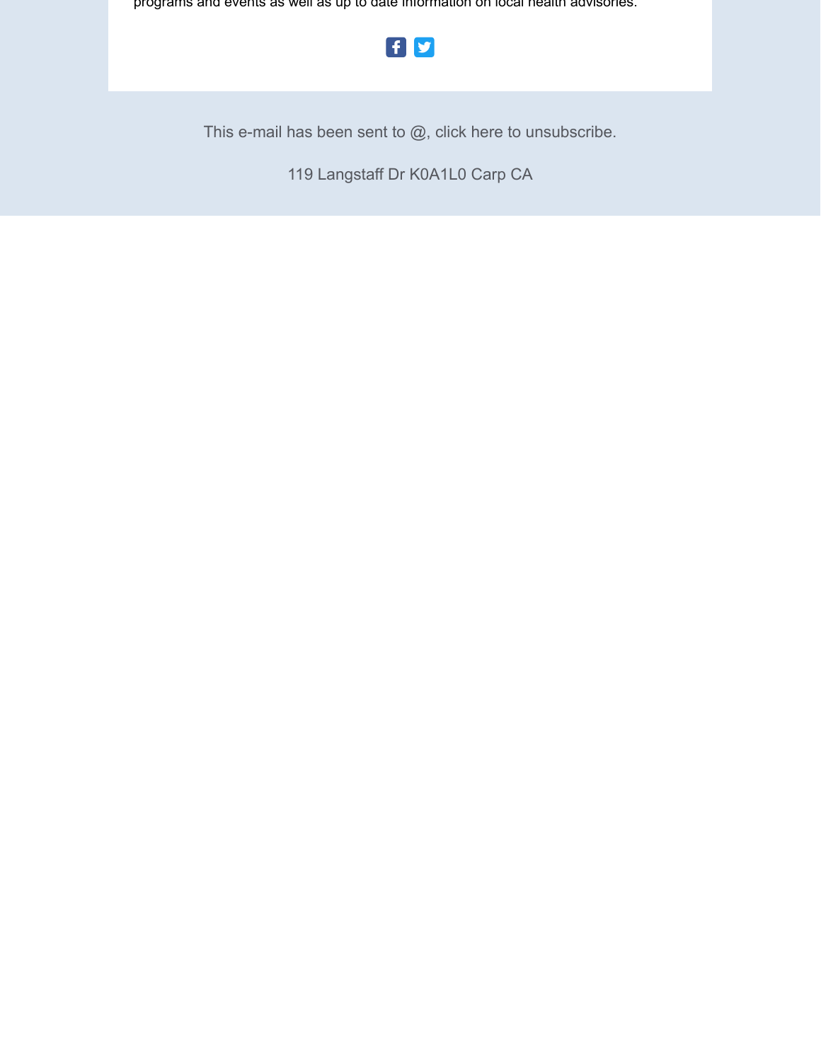programs and events as well as up to date information on local health advisories.

This e-mail has been sent to @, click here to unsubscribe.

119 Langstaff Dr K0A1L0 Carp CA